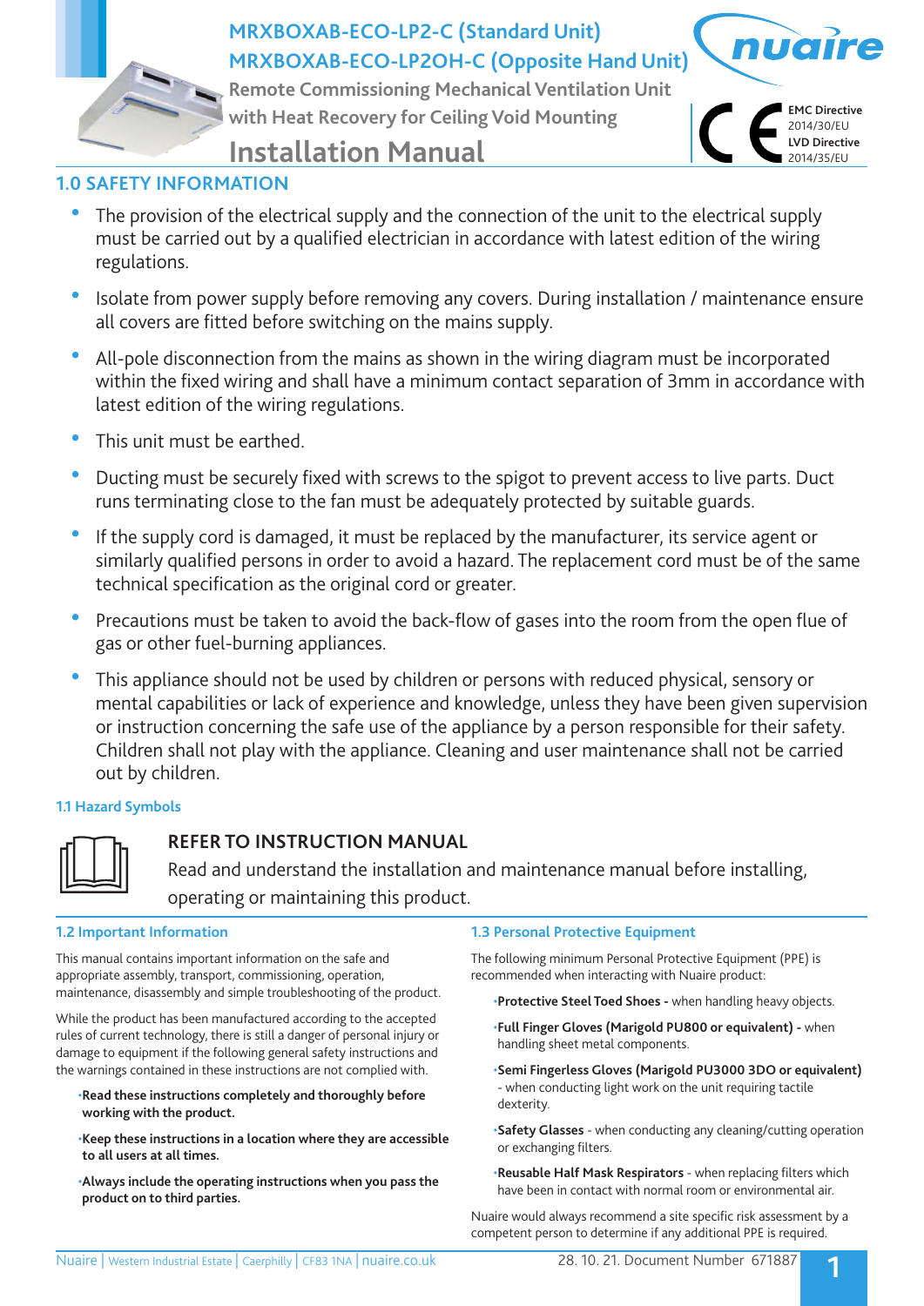# MRXBOXAB-ECO-LP2-C (Standard Unit)
# MRXBOXAB-ECO-LP2OH-C (Opposite Hand Unit)

**Remote Commissioning Mechanical Ventilation Unit with Heat Recovery for Ceiling Void Mounting**

# Installation Manual

**EMC Directive** 2014/30/EU
**LVD Directive** 2014/35/EU

## 1.0 SAFETY INFORMATION

- The provision of the electrical supply and the connection of the unit to the electrical supply must be carried out by a qualified electrician in accordance with latest edition of the wiring regulations.
- Isolate from power supply before removing any covers. During installation / maintenance ensure all covers are fitted before switching on the mains supply.
- All-pole disconnection from the mains as shown in the wiring diagram must be incorporated within the fixed wiring and shall have a minimum contact separation of 3mm in accordance with latest edition of the wiring regulations.
- This unit must be earthed.
- Ducting must be securely fixed with screws to the spigot to prevent access to live parts. Duct runs terminating close to the fan must be adequately protected by suitable guards.
- If the supply cord is damaged, it must be replaced by the manufacturer, its service agent or similarly qualified persons in order to avoid a hazard. The replacement cord must be of the same technical specification as the original cord or greater.
- Precautions must be taken to avoid the back-flow of gases into the room from the open flue of gas or other fuel-burning appliances.
- This appliance should not be used by children or persons with reduced physical, sensory or mental capabilities or lack of experience and knowledge, unless they have been given supervision or instruction concerning the safe use of the appliance by a person responsible for their safety. Children shall not play with the appliance. Cleaning and user maintenance shall not be carried out by children.

### 1.1 Hazard Symbols

**REFER TO INSTRUCTION MANUAL**

Read and understand the installation and maintenance manual before installing, operating or maintaining this product.

### 1.2 Important Information

This manual contains important information on the safe and appropriate assembly, transport, commissioning, operation, maintenance, disassembly and simple troubleshooting of the product.

While the product has been manufactured according to the accepted rules of current technology, there is still a danger of personal injury or damage to equipment if the following general safety instructions and the warnings contained in these instructions are not complied with.

- **Read these instructions completely and thoroughly before working with the product.**
- **Keep these instructions in a location where they are accessible to all users at all times.**
- **Always include the operating instructions when you pass the product on to third parties.**

### 1.3 Personal Protective Equipment

The following minimum Personal Protective Equipment (PPE) is recommended when interacting with Nuaire product:

- **Protective Steel Toed Shoes -** when handling heavy objects.
- **Full Finger Gloves (Marigold PU800 or equivalent) -** when handling sheet metal components.
- **Semi Fingerless Gloves (Marigold PU3000 3DO or equivalent)** - when conducting light work on the unit requiring tactile dexterity.
- **Safety Glasses** - when conducting any cleaning/cutting operation or exchanging filters.
- **Reusable Half Mask Respirators** - when replacing filters which have been in contact with normal room or environmental air.

Nuaire would always recommend a site specific risk assessment by a competent person to determine if any additional PPE is required.

Nuaire | Western Industrial Estate | Caerphilly | CF83 1NA | nuaire.co.uk

28. 10. 21. Document Number 671887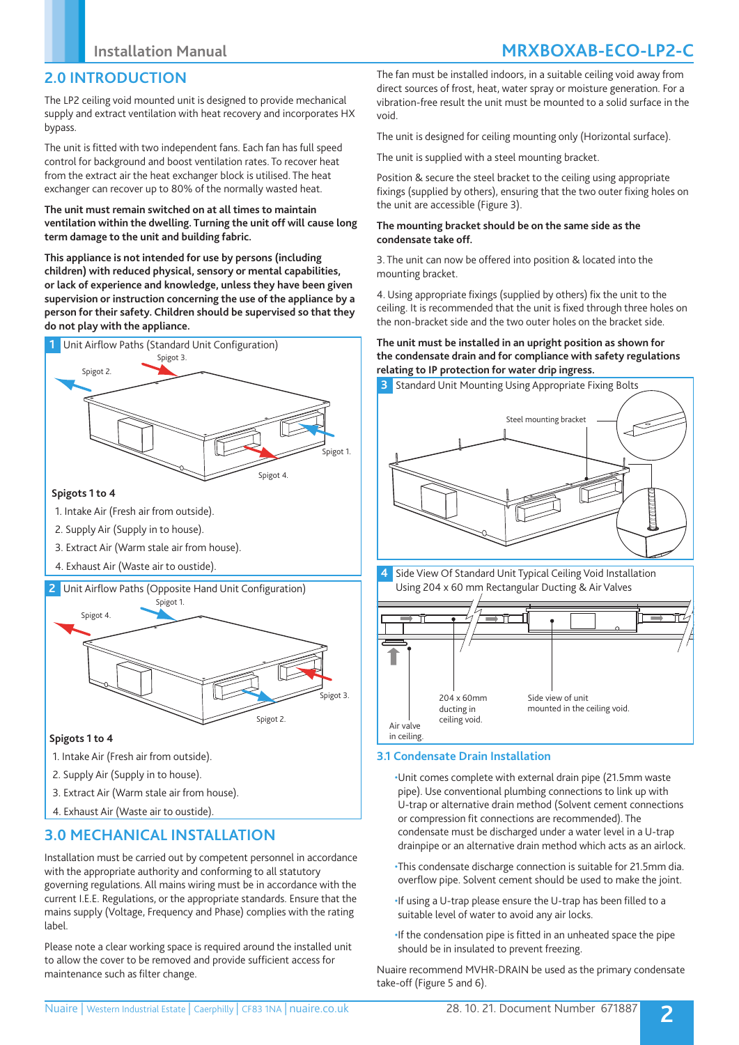## 2.0 INTRODUCTION

The LP2 ceiling void mounted unit is designed to provide mechanical supply and extract ventilation with heat recovery and incorporates HX bypass.

The unit is fitted with two independent fans. Each fan has full speed control for background and boost ventilation rates. To recover heat from the extract air the heat exchanger block is utilised. The heat exchanger can recover up to 80% of the normally wasted heat.

**The unit must remain switched on at all times to maintain ventilation within the dwelling. Turning the unit off will cause long term damage to the unit and building fabric.**

**This appliance is not intended for use by persons (including children) with reduced physical, sensory or mental capabilities, or lack of experience and knowledge, unless they have been given supervision or instruction concerning the use of the appliance by a person for their safety. Children should be supervised so that they do not play with the appliance.**

**1** Unit Airflow Paths (Standard Unit Configuration)

Spigot 3. Spigot 2. Spigot 1. Spigot 4.

**Spigots 1 to 4**

1. Intake Air (Fresh air from outside).
2. Supply Air (Supply in to house).
3. Extract Air (Warm stale air from house).
4. Exhaust Air (Waste air to oustide).

**2** Unit Airflow Paths (Opposite Hand Unit Configuration)

Spigot 1. Spigot 4. Spigot 3. Spigot 2.

**Spigots 1 to 4**

1. Intake Air (Fresh air from outside).
2. Supply Air (Supply in to house).
3. Extract Air (Warm stale air from house).
4. Exhaust Air (Waste air to oustide).

## 3.0 MECHANICAL INSTALLATION

Installation must be carried out by competent personnel in accordance with the appropriate authority and conforming to all statutory governing regulations. All mains wiring must be in accordance with the current I.E.E. Regulations, or the appropriate standards. Ensure that the mains supply (Voltage, Frequency and Phase) complies with the rating label.

Please note a clear working space is required around the installed unit to allow the cover to be removed and provide sufficient access for maintenance such as filter change.

The fan must be installed indoors, in a suitable ceiling void away from direct sources of frost, heat, water spray or moisture generation. For a vibration-free result the unit must be mounted to a solid surface in the void.

The unit is designed for ceiling mounting only (Horizontal surface).

The unit is supplied with a steel mounting bracket.

Position & secure the steel bracket to the ceiling using appropriate fixings (supplied by others), ensuring that the two outer fixing holes on the unit are accessible (Figure 3).

**The mounting bracket should be on the same side as the condensate take off.**

3. The unit can now be offered into position & located into the mounting bracket.

4. Using appropriate fixings (supplied by others) fix the unit to the ceiling. It is recommended that the unit is fixed through three holes on the non-bracket side and the two outer holes on the bracket side.

**The unit must be installed in an upright position as shown for the condensate drain and for compliance with safety regulations relating to IP protection for water drip ingress.**

**3** Standard Unit Mounting Using Appropriate Fixing Bolts

Steel mounting bracket

**4** Side View Of Standard Unit Typical Ceiling Void Installation Using 204 x 60 mm Rectangular Ducting & Air Valves

204 x 60mm ducting in ceiling void. Side view of unit mounted in the ceiling void. Air valve in ceiling.

### 3.1 Condensate Drain Installation

- Unit comes complete with external drain pipe (21.5mm waste pipe). Use conventional plumbing connections to link up with U-trap or alternative drain method (Solvent cement connections or compression fit connections are recommended). The condensate must be discharged under a water level in a U-trap drainpipe or an alternative drain method which acts as an airlock.
- This condensate discharge connection is suitable for 21.5mm dia. overflow pipe. Solvent cement should be used to make the joint.
- If using a U-trap please ensure the U-trap has been filled to a suitable level of water to avoid any air locks.
- If the condensation pipe is fitted in an unheated space the pipe should be in insulated to prevent freezing.

Nuaire recommend MVHR-DRAIN be used as the primary condensate take-off (Figure 5 and 6).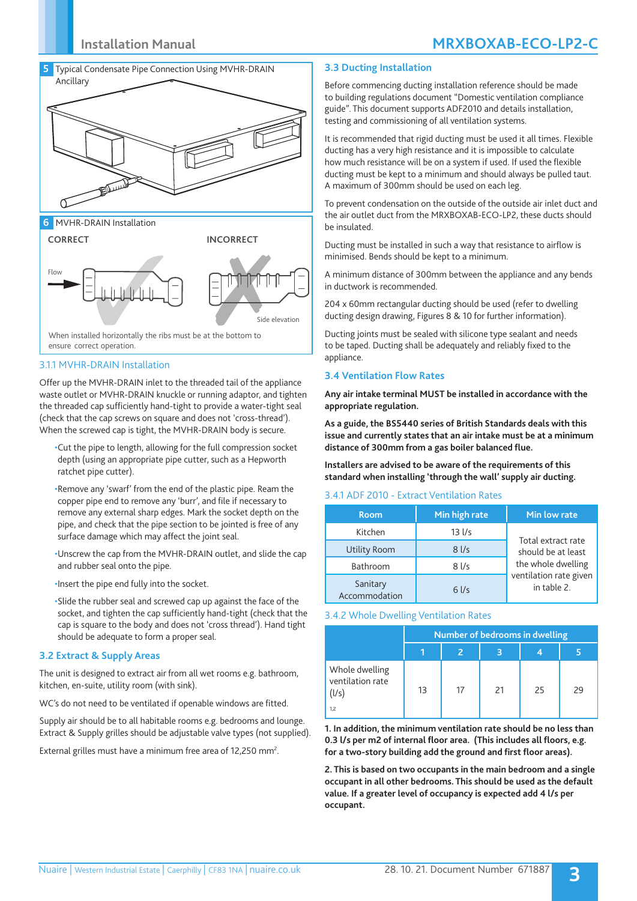**5** Typical Condensate Pipe Connection Using MVHR-DRAIN Ancillary

**6** MVHR-DRAIN Installation

CORRECT

INCORRECT

Flow

Side elevation

When installed horizontally the ribs must be at the bottom to ensure correct operation.

### 3.1.1 MVHR-DRAIN Installation

Offer up the MVHR-DRAIN inlet to the threaded tail of the appliance waste outlet or MVHR-DRAIN knuckle or running adaptor, and tighten the threaded cap sufficiently hand-tight to provide a water-tight seal (check that the cap screws on square and does not 'cross-thread'). When the screwed cap is tight, the MVHR-DRAIN body is secure.

- Cut the pipe to length, allowing for the full compression socket depth (using an appropriate pipe cutter, such as a Hepworth ratchet pipe cutter).
- Remove any 'swarf' from the end of the plastic pipe. Ream the copper pipe end to remove any 'burr', and file if necessary to remove any external sharp edges. Mark the socket depth on the pipe, and check that the pipe section to be jointed is free of any surface damage which may affect the joint seal.
- Unscrew the cap from the MVHR-DRAIN outlet, and slide the cap and rubber seal onto the pipe.
- Insert the pipe end fully into the socket.
- Slide the rubber seal and screwed cap up against the face of the socket, and tighten the cap sufficiently hand-tight (check that the cap is square to the body and does not 'cross thread'). Hand tight should be adequate to form a proper seal.

## 3.2 Extract & Supply Areas

The unit is designed to extract air from all wet rooms e.g. bathroom, kitchen, en-suite, utility room (with sink).

WC's do not need to be ventilated if openable windows are fitted.

Supply air should be to all habitable rooms e.g. bedrooms and lounge. Extract & Supply grilles should be adjustable valve types (not supplied).

External grilles must have a minimum free area of 12,250 mm².

## 3.3 Ducting Installation

Before commencing ducting installation reference should be made to building regulations document "Domestic ventilation compliance guide". This document supports ADF2010 and details installation, testing and commissioning of all ventilation systems.

It is recommended that rigid ducting must be used it all times. Flexible ducting has a very high resistance and it is impossible to calculate how much resistance will be on a system if used. If used the flexible ducting must be kept to a minimum and should always be pulled taut. A maximum of 300mm should be used on each leg.

To prevent condensation on the outside of the outside air inlet duct and the air outlet duct from the MRXBOXAB-ECO-LP2, these ducts should be insulated.

Ducting must be installed in such a way that resistance to airflow is minimised. Bends should be kept to a minimum.

A minimum distance of 300mm between the appliance and any bends in ductwork is recommended.

204 x 60mm rectangular ducting should be used (refer to dwelling ducting design drawing, Figures 8 & 10 for further information).

Ducting joints must be sealed with silicone type sealant and needs to be taped. Ducting shall be adequately and reliably fixed to the appliance.

## 3.4 Ventilation Flow Rates

**Any air intake terminal MUST be installed in accordance with the appropriate regulation.**

**As a guide, the BS5440 series of British Standards deals with this issue and currently states that an air intake must be at a minimum distance of 300mm from a gas boiler balanced flue.**

**Installers are advised to be aware of the requirements of this standard when installing 'through the wall' supply air ducting.**

### 3.4.1 ADF 2010 - Extract Ventilation Rates

| Room | Min high rate | Min low rate |
|---|---|---|
| Kitchen | 13 l/s | Total extract rate should be at least the whole dwelling ventilation rate given in table 2. |
| Utility Room | 8 l/s | |
| Bathroom | 8 l/s | |
| Sanitary Accommodation | 6 l/s | |

### 3.4.2 Whole Dwelling Ventilation Rates

| | Number of bedrooms in dwelling | | | | |
|---|---|---|---|---|---|
| | 1 | 2 | 3 | 4 | 5 |
| Whole dwelling ventilation rate (l/s) [1,2] | 13 | 17 | 21 | 25 | 29 |

**1. In addition, the minimum ventilation rate should be no less than 0.3 l/s per m2 of internal floor area. (This includes all floors, e.g. for a two-story building add the ground and first floor areas).**

**2. This is based on two occupants in the main bedroom and a single occupant in all other bedrooms. This should be used as the default value. If a greater level of occupancy is expected add 4 l/s per occupant.**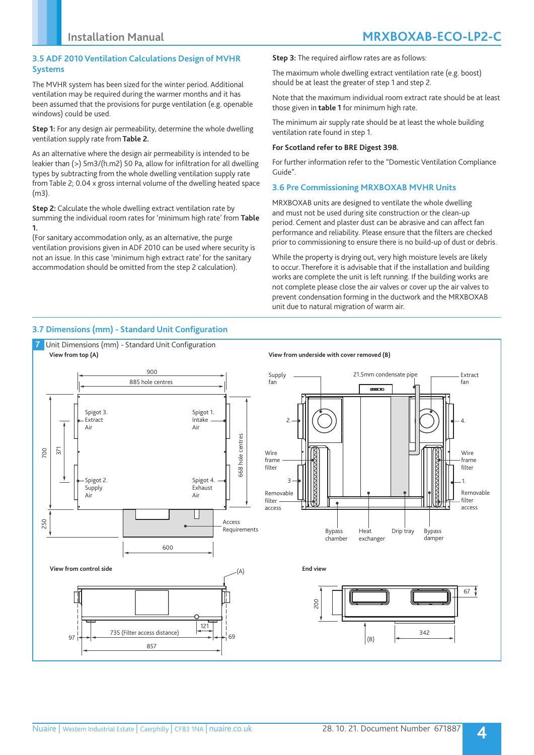## 3.5 ADF 2010 Ventilation Calculations Design of MVHR Systems

The MVHR system has been sized for the winter period. Additional ventilation may be required during the warmer months and it has been assumed that the provisions for purge ventilation (e.g. openable windows) could be used.

**Step 1:** For any design air permeability, determine the whole dwelling ventilation supply rate from **Table 2.**

As an alternative where the design air permeability is intended to be leakier than (>) 5m3/(h.m2) 50 Pa, allow for infiltration for all dwelling types by subtracting from the whole dwelling ventilation supply rate from Table 2; 0.04 x gross internal volume of the dwelling heated space (m3).

**Step 2:** Calculate the whole dwelling extract ventilation rate by summing the individual room rates for 'minimum high rate' from **Table 1.**

(For sanitary accommodation only, as an alternative, the purge ventilation provisions given in ADF 2010 can be used where security is not an issue. In this case 'minimum high extract rate' for the sanitary accommodation should be omitted from the step 2 calculation).

**Step 3:** The required airflow rates are as follows:

The maximum whole dwelling extract ventilation rate (e.g. boost) should be at least the greater of step 1 and step 2.

Note that the maximum individual room extract rate should be at least those given in **table 1** for minimum high rate.

The minimum air supply rate should be at least the whole building ventilation rate found in step 1.

**For Scotland refer to BRE Digest 398.**

For further information refer to the "Domestic Ventilation Compliance Guide".

## 3.6 Pre Commissioning MRXBOXAB MVHR Units

MRXBOXAB units are designed to ventilate the whole dwelling and must not be used during site construction or the clean-up period. Cement and plaster dust can be abrasive and can affect fan performance and reliability. Please ensure that the filters are checked prior to commissioning to ensure there is no build-up of dust or debris.

While the property is drying out, very high moisture levels are likely to occur. Therefore it is advisable that if the installation and building works are complete the unit is left running. If the building works are not complete please close the air valves or cover up the air valves to prevent condensation forming in the ductwork and the MRXBOXAB unit due to natural migration of warm air.

## 3.7 Dimensions (mm) - Standard Unit Configuration

7 Unit Dimensions (mm) - Standard Unit Configuration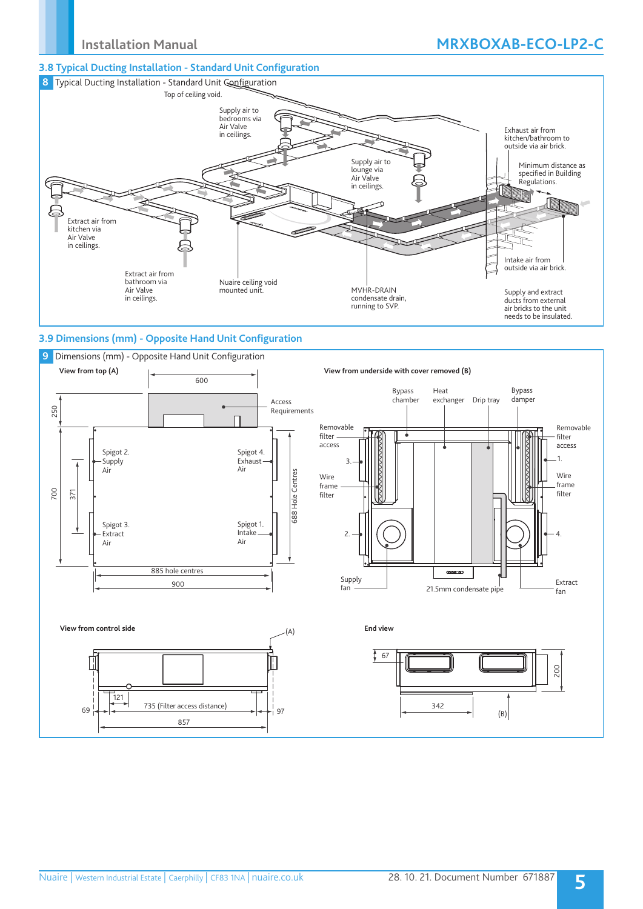## 3.8 Typical Ducting Installation - Standard Unit Configuration

**8** Typical Ducting Installation - Standard Unit Configuration

Top of ceiling void.

Supply air to bedrooms via Air Valve in ceilings.

Exhaust air from kitchen/bathroom to outside via air brick.

Minimum distance as specified in Building Regulations.

Supply air to lounge via Air Valve in ceilings.

Extract air from kitchen via Air Valve in ceilings.

Intake air from outside via air brick.

Extract air from bathroom via Air Valve in ceilings.

Nuaire ceiling void mounted unit.

MVHR-DRAIN condensate drain, running to SVP.

Supply and extract ducts from external air bricks to the unit needs to be insulated.

## 3.9 Dimensions (mm) - Opposite Hand Unit Configuration

**9** Dimensions (mm) - Opposite Hand Unit Configuration

**View from top (A)**

600

250

Access Requirements

700

371

Spigot 2. Supply Air

Spigot 4. Exhaust Air

Spigot 3. Extract Air

Spigot 1. Intake Air

688 Hole Centres

885 hole centres

900

**View from underside with cover removed (B)**

Bypass chamber

Heat exchanger

Drip tray

Bypass damper

Removable filter access

Removable filter access

3.

1.

Wire frame filter

Wire frame filter

2.

4.

Supply fan

21.5mm condensate pipe

Extract fan

**View from control side**

(A)

121

735 (Filter access distance)

69

97

857

**End view**

67

200

342

(B)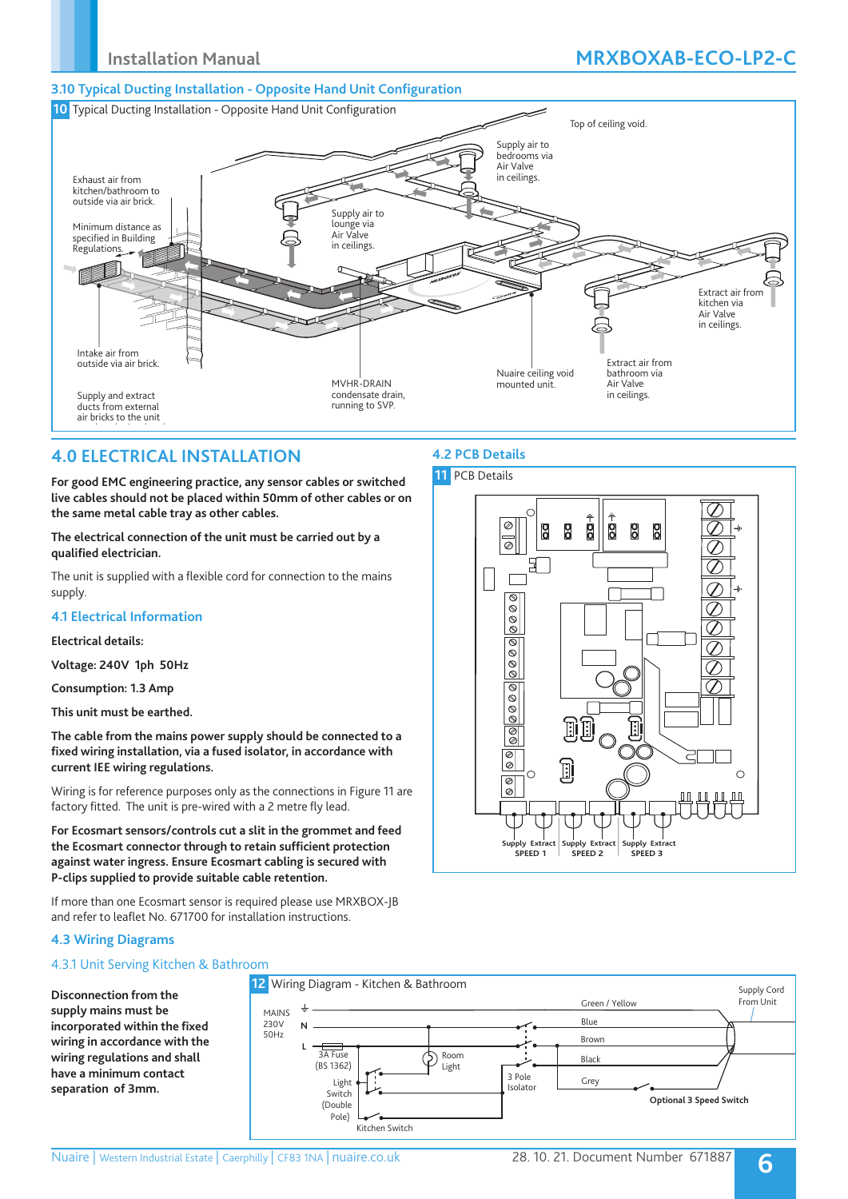## 3.10 Typical Ducting Installation - Opposite Hand Unit Configuration

**10** Typical Ducting Installation - Opposite Hand Unit Configuration

Top of ceiling void.

Supply air to bedrooms via Air Valve in ceilings.

Exhaust air from kitchen/bathroom to outside via air brick.

Supply air to lounge via Air Valve in ceilings.

Minimum distance as specified in Building Regulations.

Extract air from kitchen via Air Valve in ceilings.

Intake air from outside via air brick.

Nuaire ceiling void mounted unit.

Extract air from bathroom via Air Valve in ceilings.

MVHR-DRAIN condensate drain, running to SVP.

Supply and extract ducts from external air bricks to the unit

## 4.0 ELECTRICAL INSTALLATION

**For good EMC engineering practice, any sensor cables or switched live cables should not be placed within 50mm of other cables or on the same metal cable tray as other cables.**

**The electrical connection of the unit must be carried out by a qualified electrician.**

The unit is supplied with a flexible cord for connection to the mains supply.

### 4.1 Electrical Information

**Electrical details:**

**Voltage: 240V 1ph 50Hz**

**Consumption: 1.3 Amp**

**This unit must be earthed.**

**The cable from the mains power supply should be connected to a fixed wiring installation, via a fused isolator, in accordance with current IEE wiring regulations.**

Wiring is for reference purposes only as the connections in Figure 11 are factory fitted. The unit is pre-wired with a 2 metre fly lead.

**For Ecosmart sensors/controls cut a slit in the grommet and feed the Ecosmart connector through to retain sufficient protection against water ingress. Ensure Ecosmart cabling is secured with P-clips supplied to provide suitable cable retention.**

If more than one Ecosmart sensor is required please use MRXBOX-JB and refer to leaflet No. 671700 for installation instructions.

### 4.2 PCB Details

**11** PCB Details

Supply Extract SPEED 1 | Supply Extract SPEED 2 | Supply Extract SPEED 3

### 4.3 Wiring Diagrams

#### 4.3.1 Unit Serving Kitchen & Bathroom

**Disconnection from the supply mains must be incorporated within the fixed wiring in accordance with the wiring regulations and shall have a minimum contact separation of 3mm.**

**12** Wiring Diagram - Kitchen & Bathroom

MAINS 230V 50Hz; N; L; 3A Fuse (BS 1362); Room Light; Light Switch (Double Pole); Kitchen Switch; 3 Pole Isolator; Green / Yellow; Blue; Brown; Black; Grey; Supply Cord From Unit; **Optional 3 Speed Switch**

Nuaire | Western Industrial Estate | Caerphilly | CF83 1NA | nuaire.co.uk

28. 10. 21. Document Number 671887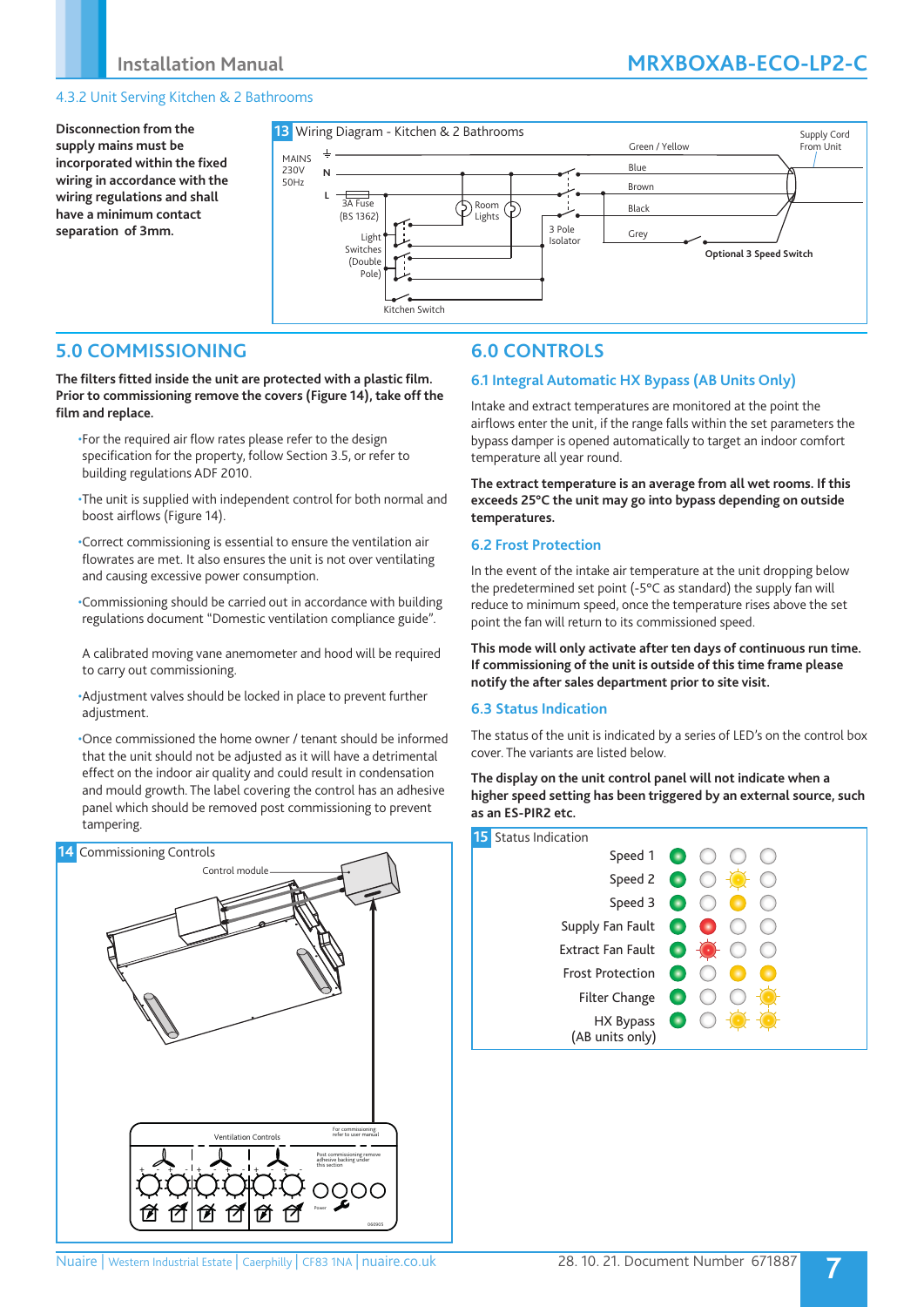### 4.3.2 Unit Serving Kitchen & 2 Bathrooms

**Disconnection from the supply mains must be incorporated within the fixed wiring in accordance with the wiring regulations and shall have a minimum contact separation of 3mm.**

**13** Wiring Diagram - Kitchen & 2 Bathrooms

MAINS 230V 50Hz — N, L — 3A Fuse (BS 1362) — Light Switches (Double Pole) — Room Lights — Kitchen Switch — 3 Pole Isolator — Green / Yellow, Blue, Brown, Black, Grey — Optional 3 Speed Switch — Supply Cord From Unit

## 5.0 COMMISSIONING

**The filters fitted inside the unit are protected with a plastic film. Prior to commissioning remove the covers (Figure 14), take off the film and replace.**

- For the required air flow rates please refer to the design specification for the property, follow Section 3.5, or refer to building regulations ADF 2010.
- The unit is supplied with independent control for both normal and boost airflows (Figure 14).
- Correct commissioning is essential to ensure the ventilation air flowrates are met. It also ensures the unit is not over ventilating and causing excessive power consumption.
- Commissioning should be carried out in accordance with building regulations document "Domestic ventilation compliance guide".

  A calibrated moving vane anemometer and hood will be required to carry out commissioning.
- Adjustment valves should be locked in place to prevent further adjustment.
- Once commissioned the home owner / tenant should be informed that the unit should not be adjusted as it will have a detrimental effect on the indoor air quality and could result in condensation and mould growth. The label covering the control has an adhesive panel which should be removed post commissioning to prevent tampering.

**14** Commissioning Controls

Control module

Ventilation Controls — For commissioning refer to user manual — Post commissioning remove adhesive backing under this section — Power

## 6.0 CONTROLS

### 6.1 Integral Automatic HX Bypass (AB Units Only)

Intake and extract temperatures are monitored at the point the airflows enter the unit, if the range falls within the set parameters the bypass damper is opened automatically to target an indoor comfort temperature all year round.

**The extract temperature is an average from all wet rooms. If this exceeds 25°C the unit may go into bypass depending on outside temperatures.**

### 6.2 Frost Protection

In the event of the intake air temperature at the unit dropping below the predetermined set point (-5°C as standard) the supply fan will reduce to minimum speed, once the temperature rises above the set point the fan will return to its commissioned speed.

**This mode will only activate after ten days of continuous run time. If commissioning of the unit is outside of this time frame please notify the after sales department prior to site visit.**

### 6.3 Status Indication

The status of the unit is indicated by a series of LED's on the control box cover. The variants are listed below.

**The display on the unit control panel will not indicate when a higher speed setting has been triggered by an external source, such as an ES-PIR2 etc.**

**15** Status Indication

| Status | LED 1 | LED 2 | LED 3 | LED 4 |
|---|---|---|---|---|
| Speed 1 | Green | Off | Off | Off |
| Speed 2 | Green | Off | Yellow (flashing) | Off |
| Speed 3 | Green | Off | Yellow | Off |
| Supply Fan Fault | Green | Red | Off | Off |
| Extract Fan Fault | Green | Red (flashing) | Off | Off |
| Frost Protection | Green | Off | Yellow | Yellow |
| Filter Change | Green | Off | Off | Yellow (flashing) |
| HX Bypass (AB units only) | Green | Off | Yellow (flashing) | Yellow (flashing) |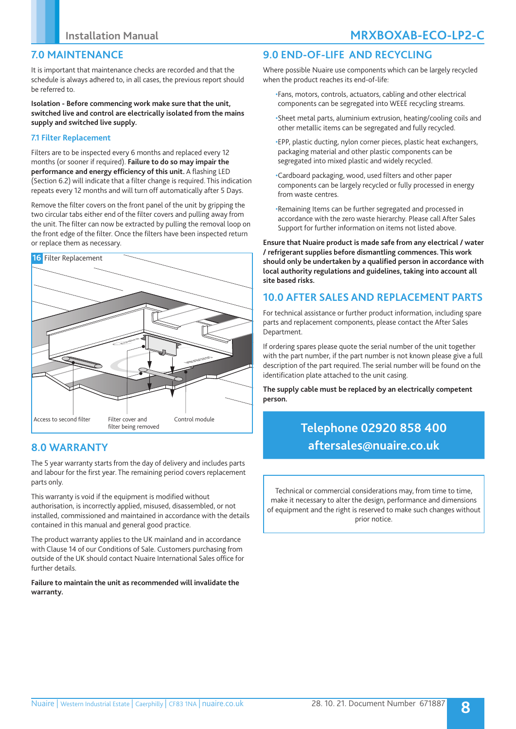## 7.0 MAINTENANCE

It is important that maintenance checks are recorded and that the schedule is always adhered to, in all cases, the previous report should be referred to.

**Isolation - Before commencing work make sure that the unit, switched live and control are electrically isolated from the mains supply and switched live supply.**

### 7.1 Filter Replacement

Filters are to be inspected every 6 months and replaced every 12 months (or sooner if required). **Failure to do so may impair the performance and energy efficiency of this unit.** A flashing LED (Section 6.2) will indicate that a filter change is required. This indication repeats every 12 months and will turn off automatically after 5 Days.

Remove the filter covers on the front panel of the unit by gripping the two circular tabs either end of the filter covers and pulling away from the unit. The filter can now be extracted by pulling the removal loop on the front edge of the filter. Once the filters have been inspected return or replace them as necessary.

**16** Filter Replacement

Access to second filter

Filter cover and filter being removed

Control module

## 8.0 WARRANTY

The 5 year warranty starts from the day of delivery and includes parts and labour for the first year. The remaining period covers replacement parts only.

This warranty is void if the equipment is modified without authorisation, is incorrectly applied, misused, disassembled, or not installed, commissioned and maintained in accordance with the details contained in this manual and general good practice.

The product warranty applies to the UK mainland and in accordance with Clause 14 of our Conditions of Sale. Customers purchasing from outside of the UK should contact Nuaire International Sales office for further details.

**Failure to maintain the unit as recommended will invalidate the warranty.**

## 9.0 END-OF-LIFE AND RECYCLING

Where possible Nuaire use components which can be largely recycled when the product reaches its end-of-life:

- Fans, motors, controls, actuators, cabling and other electrical components can be segregated into WEEE recycling streams.
- Sheet metal parts, aluminium extrusion, heating/cooling coils and other metallic items can be segregated and fully recycled.
- EPP, plastic ducting, nylon corner pieces, plastic heat exchangers, packaging material and other plastic components can be segregated into mixed plastic and widely recycled.
- Cardboard packaging, wood, used filters and other paper components can be largely recycled or fully processed in energy from waste centres.
- Remaining Items can be further segregated and processed in accordance with the zero waste hierarchy. Please call After Sales Support for further information on items not listed above.

**Ensure that Nuaire product is made safe from any electrical / water / refrigerant supplies before dismantling commences. This work should only be undertaken by a qualified person in accordance with local authority regulations and guidelines, taking into account all site based risks.**

## 10.0 AFTER SALES AND REPLACEMENT PARTS

For technical assistance or further product information, including spare parts and replacement components, please contact the After Sales Department.

If ordering spares please quote the serial number of the unit together with the part number, if the part number is not known please give a full description of the part required. The serial number will be found on the identification plate attached to the unit casing.

**The supply cable must be replaced by an electrically competent person.**

**Telephone 02920 858 400**
**aftersales@nuaire.co.uk**

Technical or commercial considerations may, from time to time, make it necessary to alter the design, performance and dimensions of equipment and the right is reserved to make such changes without prior notice.